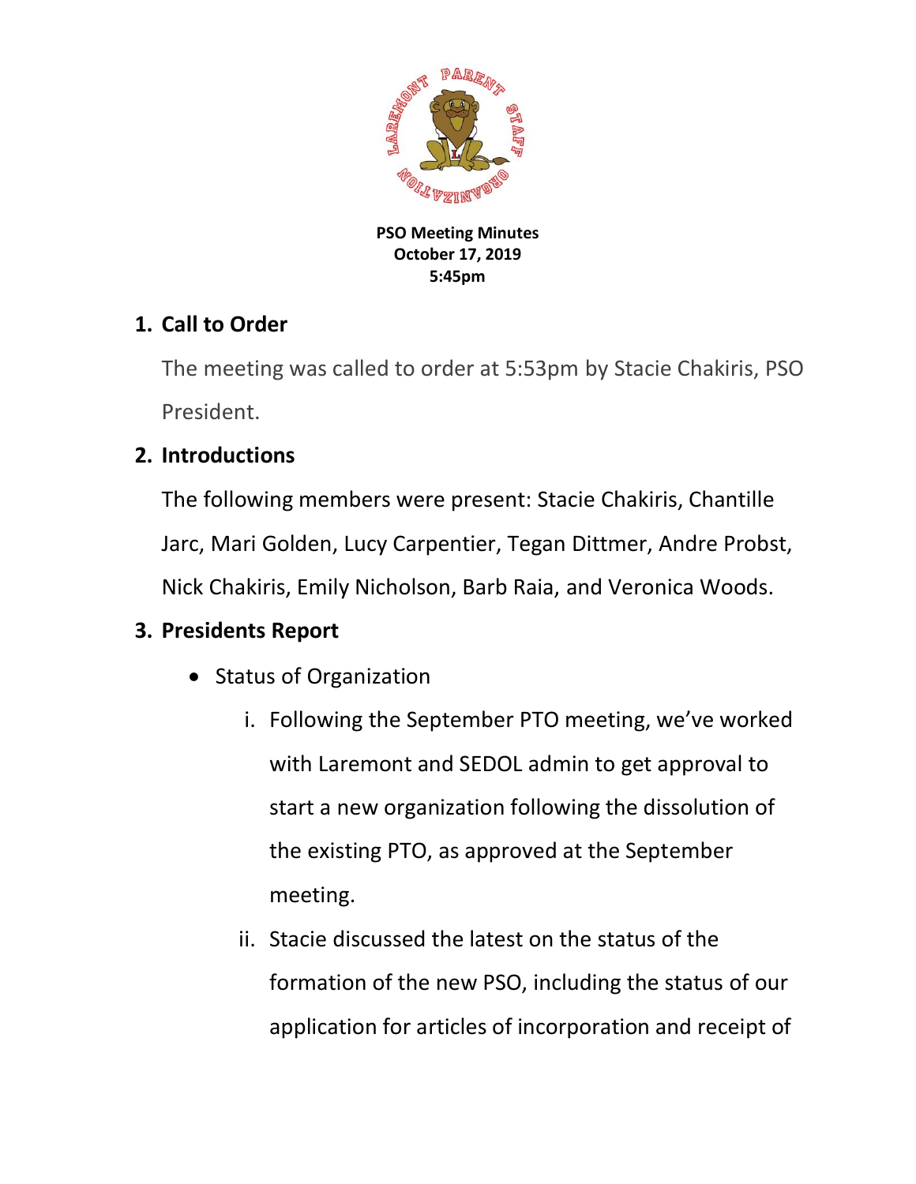**PSO Meeting Minutes**
**October 17, 2019**
**5:45pm**

## 1. Call to Order

The meeting was called to order at 5:53pm by Stacie Chakiris, PSO President.

## 2. Introductions

The following members were present: Stacie Chakiris, Chantille Jarc, Mari Golden, Lucy Carpentier, Tegan Dittmer, Andre Probst, Nick Chakiris, Emily Nicholson, Barb Raia, and Veronica Woods.

## 3. Presidents Report

- Status of Organization
  1. Following the September PTO meeting, we've worked with Laremont and SEDOL admin to get approval to start a new organization following the dissolution of the existing PTO, as approved at the September meeting.
  2. Stacie discussed the latest on the status of the formation of the new PSO, including the status of our application for articles of incorporation and receipt of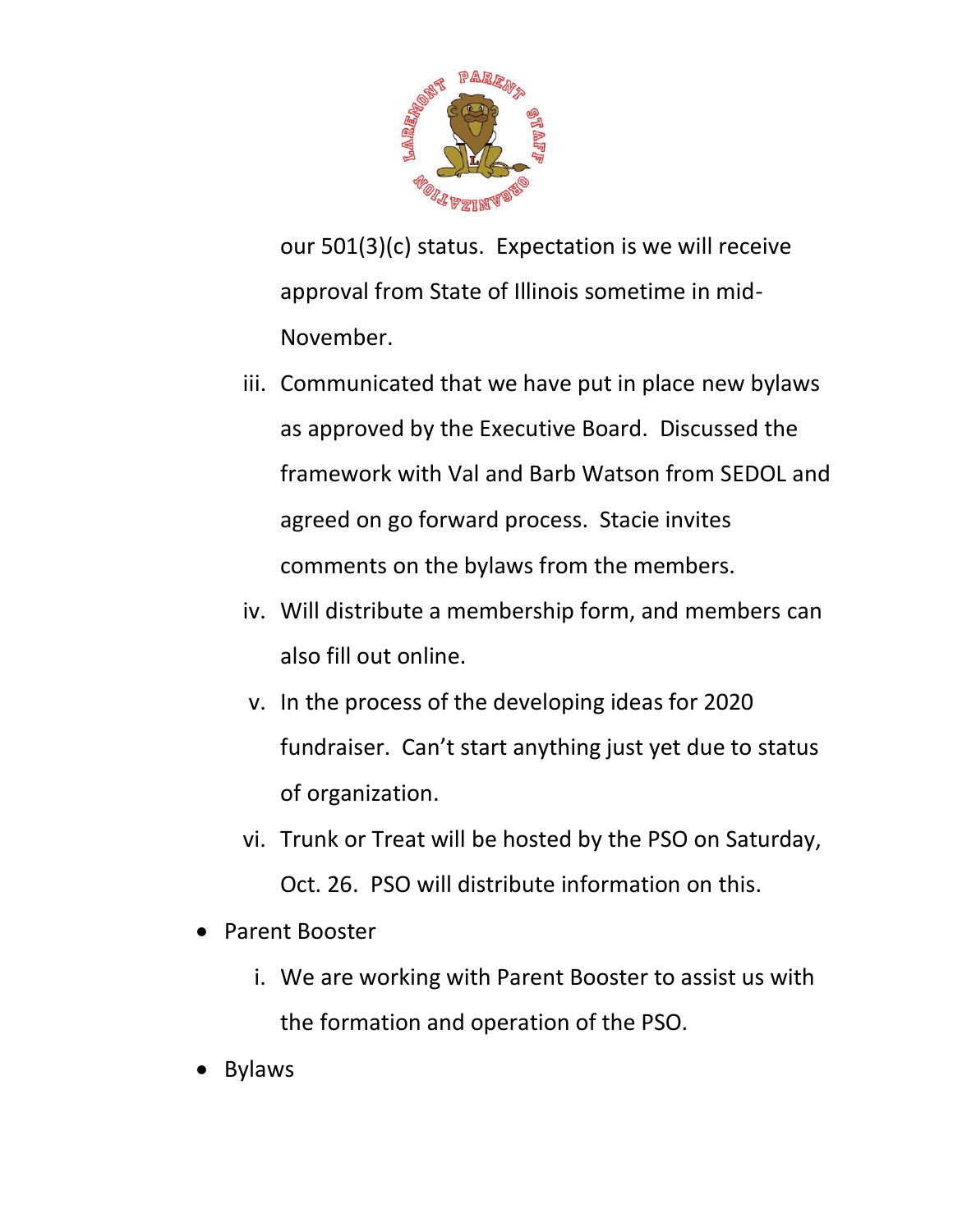our 501(3)(c) status. Expectation is we will receive approval from State of Illinois sometime in mid-November.

iii. Communicated that we have put in place new bylaws as approved by the Executive Board. Discussed the framework with Val and Barb Watson from SEDOL and agreed on go forward process. Stacie invites comments on the bylaws from the members.

iv. Will distribute a membership form, and members can also fill out online.

v. In the process of the developing ideas for 2020 fundraiser. Can't start anything just yet due to status of organization.

vi. Trunk or Treat will be hosted by the PSO on Saturday, Oct. 26. PSO will distribute information on this.

- Parent Booster
  - i. We are working with Parent Booster to assist us with the formation and operation of the PSO.
- Bylaws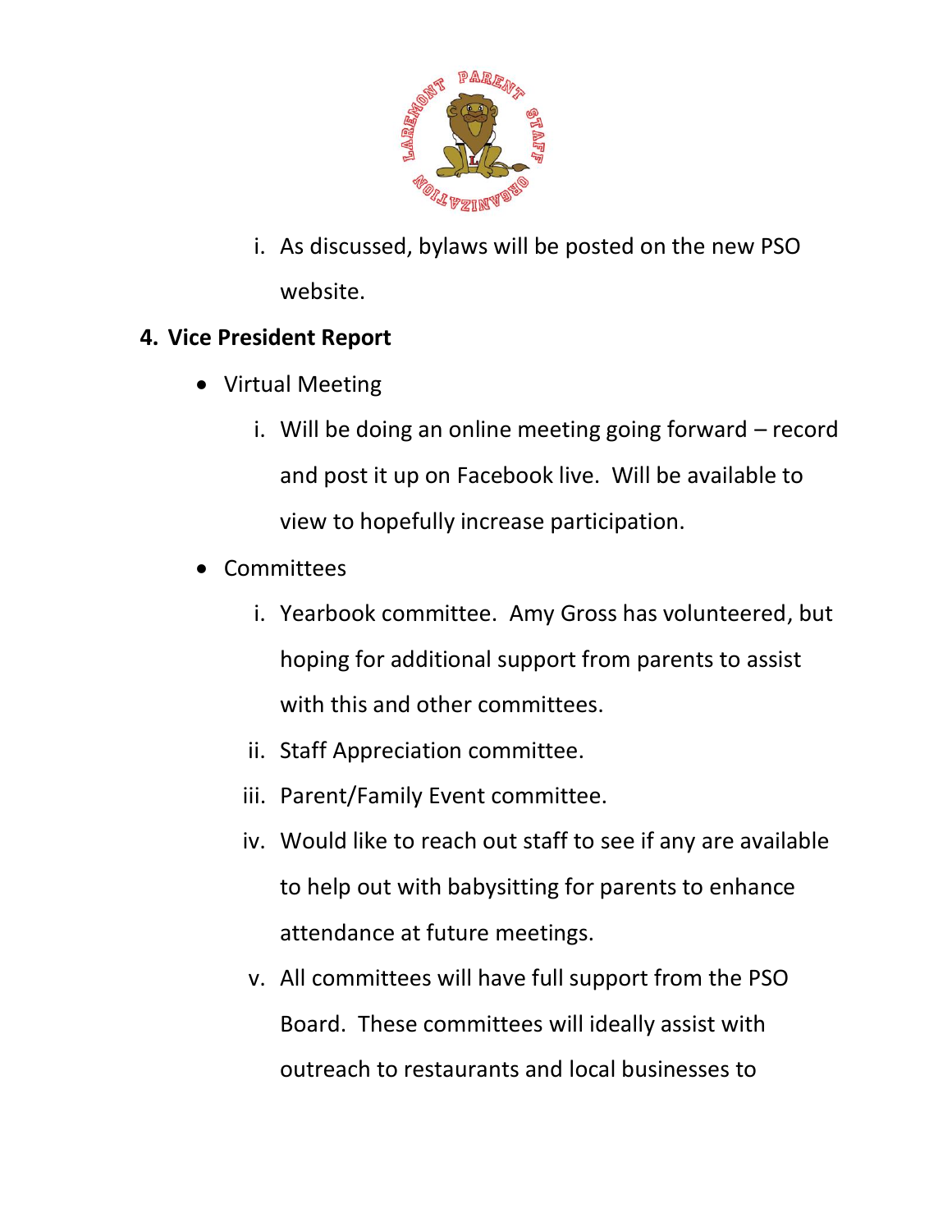i. As discussed, bylaws will be posted on the new PSO website.

**4. Vice President Report**

- Virtual Meeting
    - i. Will be doing an online meeting going forward – record and post it up on Facebook live. Will be available to view to hopefully increase participation.
- Committees
    - i. Yearbook committee. Amy Gross has volunteered, but hoping for additional support from parents to assist with this and other committees.
    - ii. Staff Appreciation committee.
    - iii. Parent/Family Event committee.
    - iv. Would like to reach out staff to see if any are available to help out with babysitting for parents to enhance attendance at future meetings.
    - v. All committees will have full support from the PSO Board. These committees will ideally assist with outreach to restaurants and local businesses to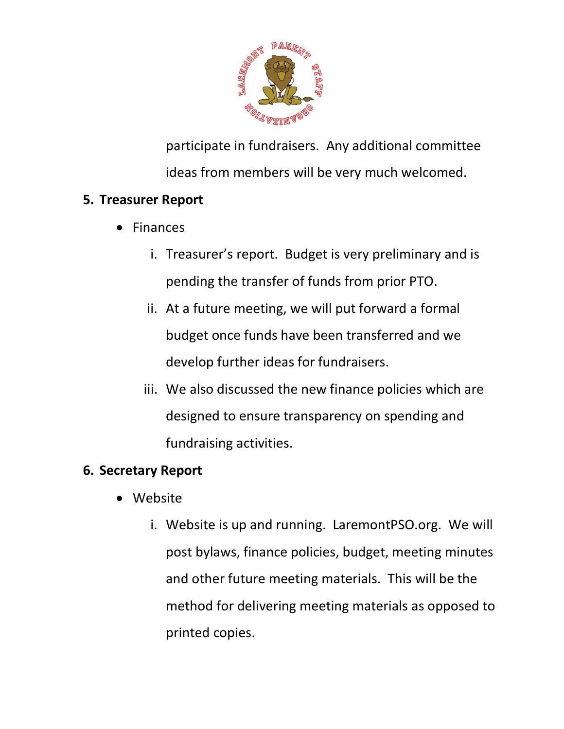participate in fundraisers. Any additional committee ideas from members will be very much welcomed.

5. **Treasurer Report**
   - Finances
     i. Treasurer's report. Budget is very preliminary and is pending the transfer of funds from prior PTO.
     ii. At a future meeting, we will put forward a formal budget once funds have been transferred and we develop further ideas for fundraisers.
     iii. We also discussed the new finance policies which are designed to ensure transparency on spending and fundraising activities.

6. **Secretary Report**
   - Website
     i. Website is up and running. LaremontPSO.org. We will post bylaws, finance policies, budget, meeting minutes and other future meeting materials. This will be the method for delivering meeting materials as opposed to printed copies.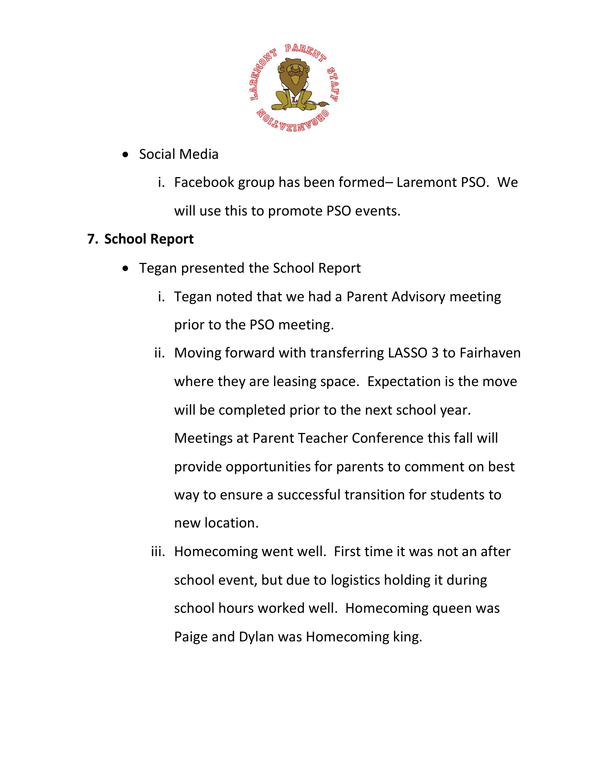- Social Media
    i. Facebook group has been formed– Laremont PSO.  We will use this to promote PSO events.

**7. School Report**

- Tegan presented the School Report
    i. Tegan noted that we had a Parent Advisory meeting prior to the PSO meeting.
    ii. Moving forward with transferring LASSO 3 to Fairhaven where they are leasing space.  Expectation is the move will be completed prior to the next school year.  Meetings at Parent Teacher Conference this fall will provide opportunities for parents to comment on best way to ensure a successful transition for students to new location.
    iii. Homecoming went well.  First time it was not an after school event, but due to logistics holding it during school hours worked well.  Homecoming queen was Paige and Dylan was Homecoming king.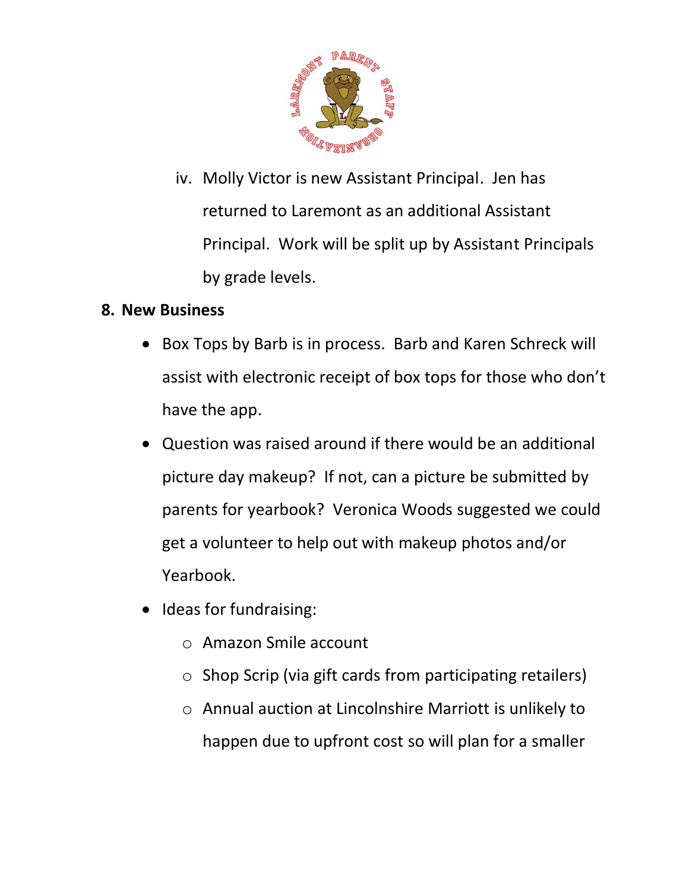iv. Molly Victor is new Assistant Principal. Jen has returned to Laremont as an additional Assistant Principal. Work will be split up by Assistant Principals by grade levels.

**8. New Business**

- Box Tops by Barb is in process. Barb and Karen Schreck will assist with electronic receipt of box tops for those who don't have the app.
- Question was raised around if there would be an additional picture day makeup? If not, can a picture be submitted by parents for yearbook? Veronica Woods suggested we could get a volunteer to help out with makeup photos and/or Yearbook.
- Ideas for fundraising:
  - Amazon Smile account
  - Shop Scrip (via gift cards from participating retailers)
  - Annual auction at Lincolnshire Marriott is unlikely to happen due to upfront cost so will plan for a smaller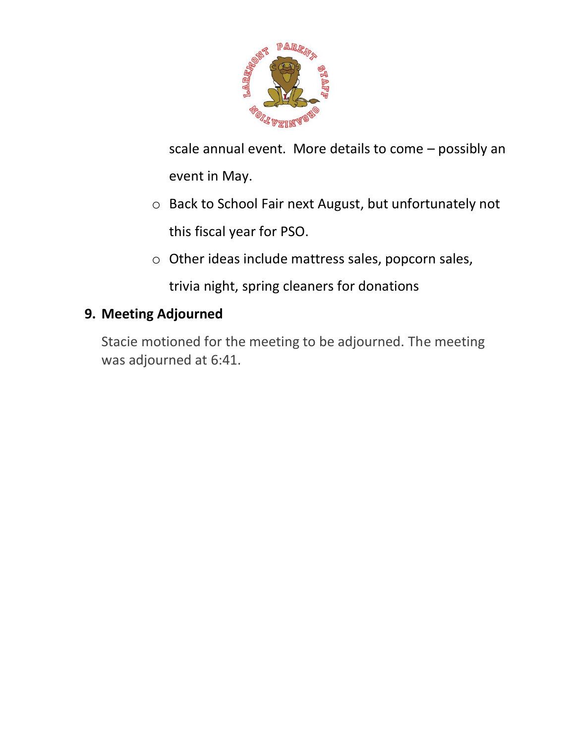scale annual event.  More details to come – possibly an event in May.

- Back to School Fair next August, but unfortunately not this fiscal year for PSO.
- Other ideas include mattress sales, popcorn sales, trivia night, spring cleaners for donations

## 9. Meeting Adjourned

Stacie motioned for the meeting to be adjourned. The meeting was adjourned at 6:41.